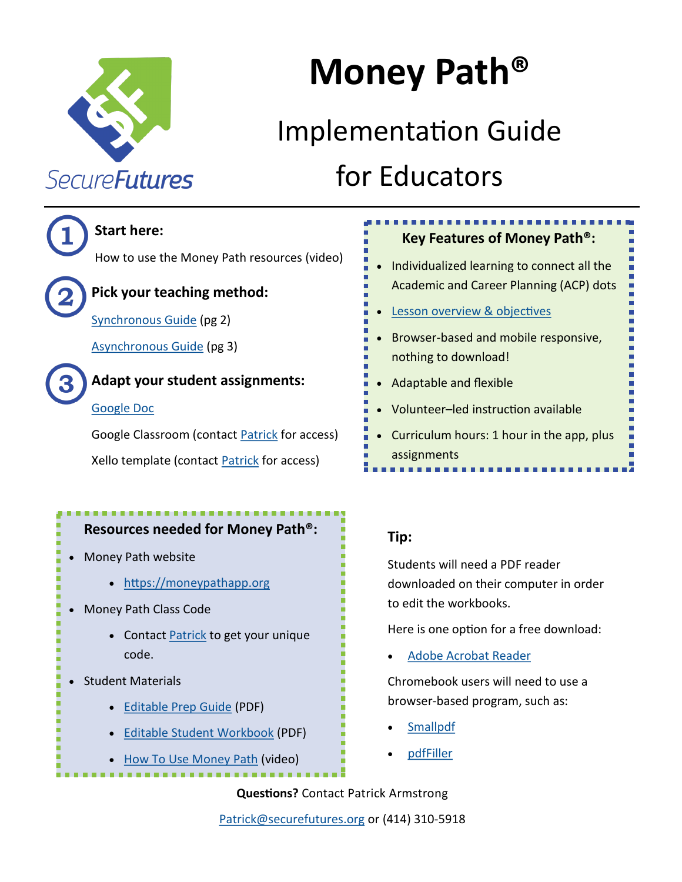SecureFutures

# Money Path®

## Implementation Guide for Educators

### 1 Start here:

How to use the Money Path resources (video)

### 2 Pick your teaching method:

Synchronous Guide (pg 2)

Asynchronous Guide (pg 3)

### 3 Adapt your student assignments:

Google Doc

Google Classroom (contact Patrick for access)

Xello template (contact Patrick for access)

**Key Features of Money Path®:**

- Individualized learning to connect all the Academic and Career Planning (ACP) dots
- Lesson overview & objectives
- Browser-based and mobile responsive, nothing to download!
- Adaptable and flexible
- Volunteer–led instruction available
- Curriculum hours: 1 hour in the app, plus assignments

**Resources needed for Money Path®:**

- Money Path website
  - https://moneypathapp.org
- Money Path Class Code
  - Contact Patrick to get your unique code.
- Student Materials
  - Editable Prep Guide (PDF)
  - Editable Student Workbook (PDF)
  - How To Use Money Path (video)

**Tip:**

Students will need a PDF reader downloaded on their computer in order to edit the workbooks.

Here is one option for a free download:

- Adobe Acrobat Reader

Chromebook users will need to use a browser-based program, such as:

- Smallpdf
- pdfFiller

**Questions?** Contact Patrick Armstrong

Patrick@securefutures.org or (414) 310-5918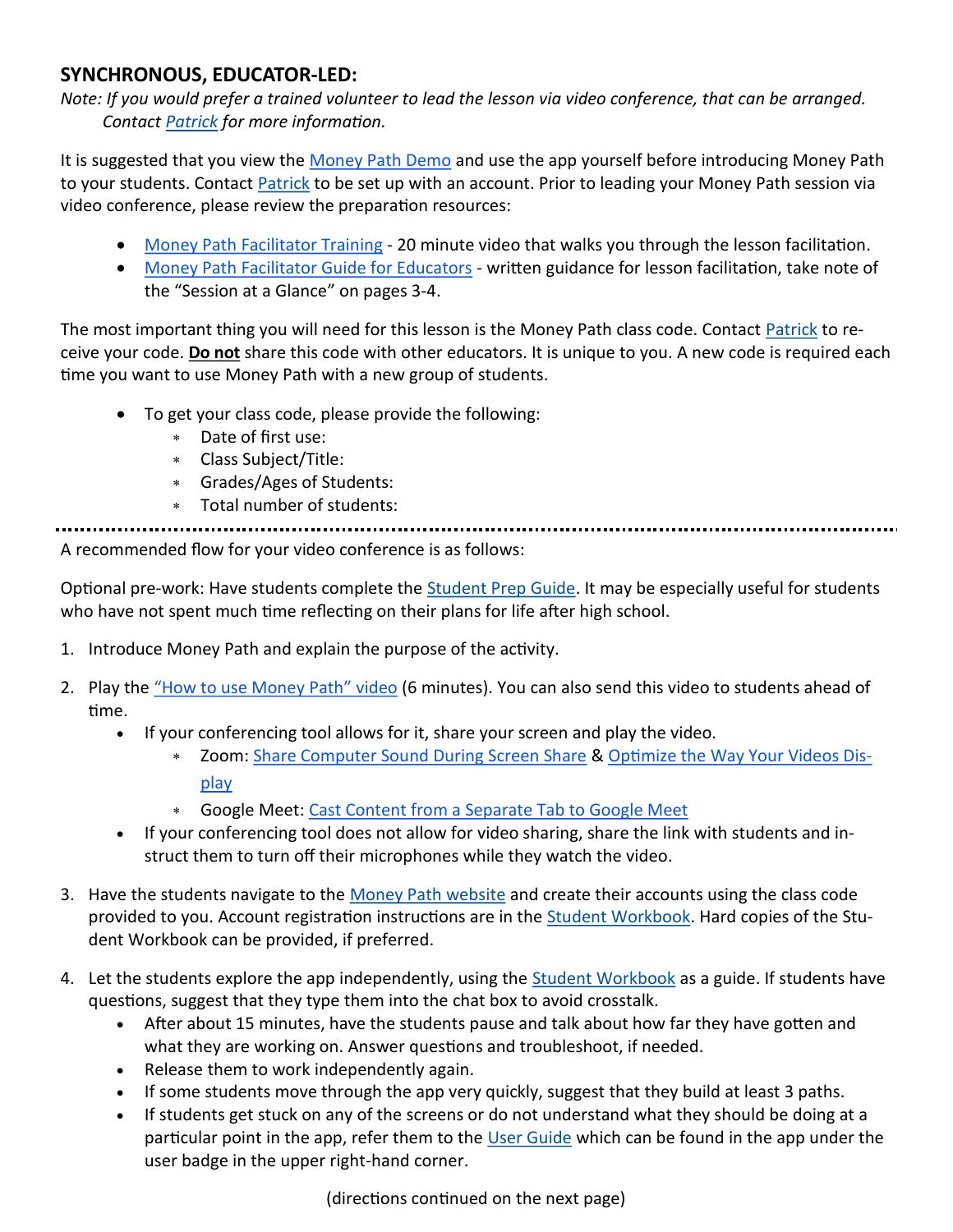## SYNCHRONOUS, EDUCATOR-LED:

*Note: If you would prefer a trained volunteer to lead the lesson via video conference, that can be arranged. Contact Patrick for more information.*

It is suggested that you view the Money Path Demo and use the app yourself before introducing Money Path to your students. Contact Patrick to be set up with an account. Prior to leading your Money Path session via video conference, please review the preparation resources:

- Money Path Facilitator Training - 20 minute video that walks you through the lesson facilitation.
- Money Path Facilitator Guide for Educators - written guidance for lesson facilitation, take note of the "Session at a Glance" on pages 3-4.

The most important thing you will need for this lesson is the Money Path class code. Contact Patrick to receive your code. **Do not** share this code with other educators. It is unique to you. A new code is required each time you want to use Money Path with a new group of students.

- To get your class code, please provide the following:
  - Date of first use:
  - Class Subject/Title:
  - Grades/Ages of Students:
  - Total number of students:

---

A recommended flow for your video conference is as follows:

Optional pre-work: Have students complete the Student Prep Guide. It may be especially useful for students who have not spent much time reflecting on their plans for life after high school.

1. Introduce Money Path and explain the purpose of the activity.
2. Play the "How to use Money Path" video (6 minutes). You can also send this video to students ahead of time.
   - If your conferencing tool allows for it, share your screen and play the video.
     - Zoom: Share Computer Sound During Screen Share & Optimize the Way Your Videos Display
     - Google Meet: Cast Content from a Separate Tab to Google Meet
   - If your conferencing tool does not allow for video sharing, share the link with students and instruct them to turn off their microphones while they watch the video.
3. Have the students navigate to the Money Path website and create their accounts using the class code provided to you. Account registration instructions are in the Student Workbook. Hard copies of the Student Workbook can be provided, if preferred.
4. Let the students explore the app independently, using the Student Workbook as a guide. If students have questions, suggest that they type them into the chat box to avoid crosstalk.
   - After about 15 minutes, have the students pause and talk about how far they have gotten and what they are working on. Answer questions and troubleshoot, if needed.
   - Release them to work independently again.
   - If some students move through the app very quickly, suggest that they build at least 3 paths.
   - If students get stuck on any of the screens or do not understand what they should be doing at a particular point in the app, refer them to the User Guide which can be found in the app under the user badge in the upper right-hand corner.

(directions continued on the next page)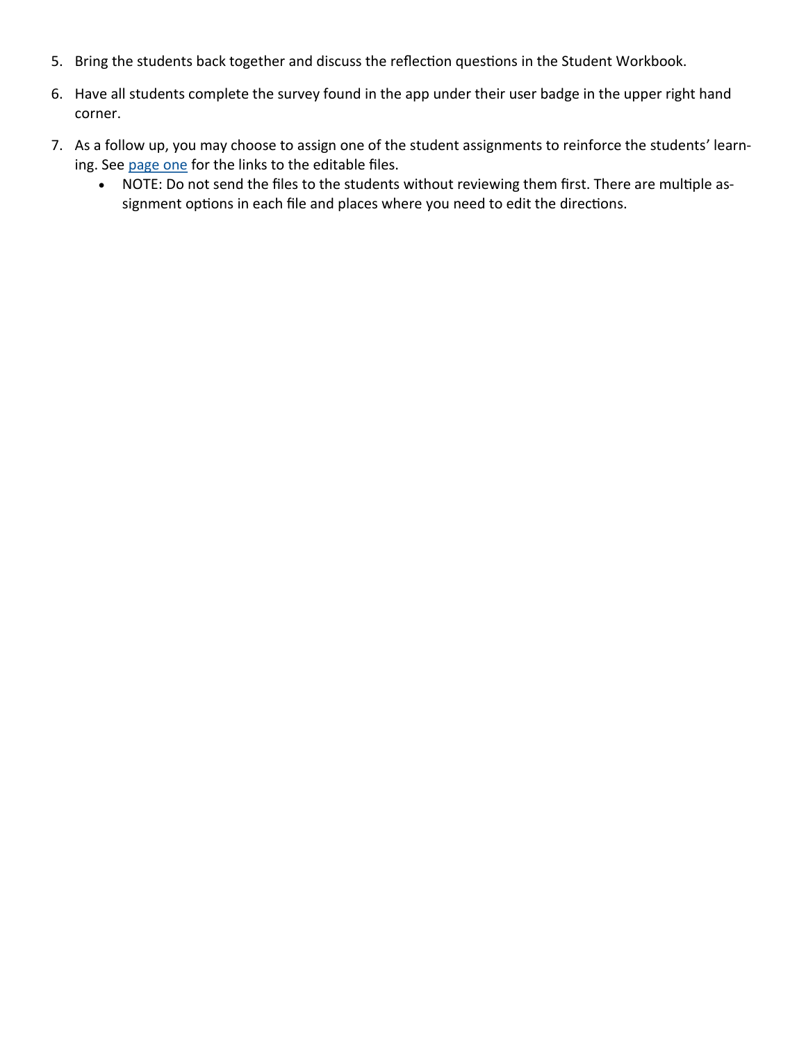5. Bring the students back together and discuss the reflection questions in the Student Workbook.
6. Have all students complete the survey found in the app under their user badge in the upper right hand corner.
7. As a follow up, you may choose to assign one of the student assignments to reinforce the students' learning. See [page one] for the links to the editable files.
   - NOTE: Do not send the files to the students without reviewing them first. There are multiple assignment options in each file and places where you need to edit the directions.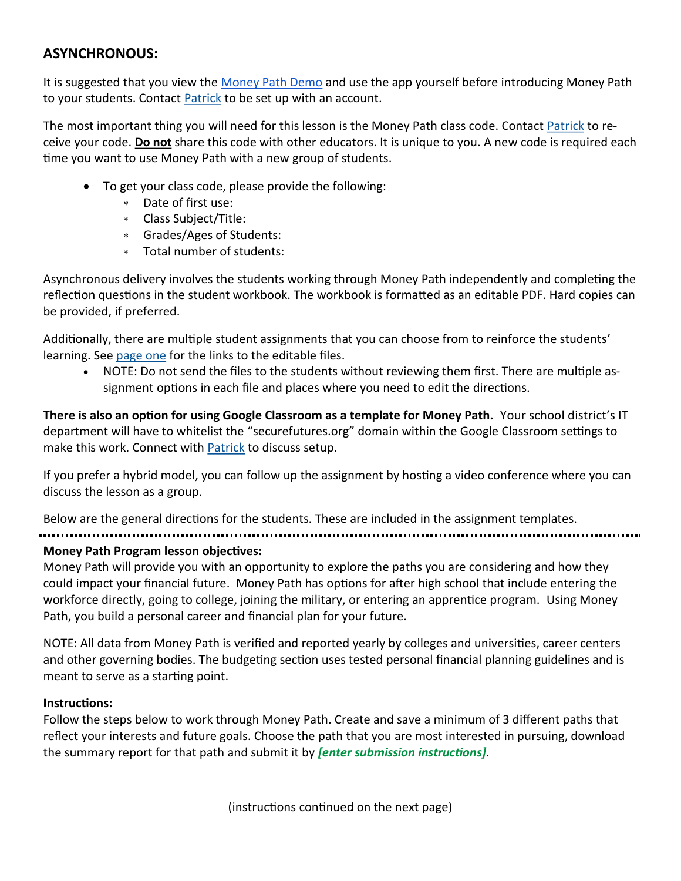## ASYNCHRONOUS:

It is suggested that you view the Money Path Demo and use the app yourself before introducing Money Path to your students. Contact Patrick to be set up with an account.

The most important thing you will need for this lesson is the Money Path class code. Contact Patrick to receive your code. **Do not** share this code with other educators. It is unique to you. A new code is required each time you want to use Money Path with a new group of students.

- To get your class code, please provide the following:
    - Date of first use:
    - Class Subject/Title:
    - Grades/Ages of Students:
    - Total number of students:

Asynchronous delivery involves the students working through Money Path independently and completing the reflection questions in the student workbook. The workbook is formatted as an editable PDF. Hard copies can be provided, if preferred.

Additionally, there are multiple student assignments that you can choose from to reinforce the students' learning. See page one for the links to the editable files.

- NOTE: Do not send the files to the students without reviewing them first. There are multiple assignment options in each file and places where you need to edit the directions.

**There is also an option for using Google Classroom as a template for Money Path.** Your school district's IT department will have to whitelist the "securefutures.org" domain within the Google Classroom settings to make this work. Connect with Patrick to discuss setup.

If you prefer a hybrid model, you can follow up the assignment by hosting a video conference where you can discuss the lesson as a group.

Below are the general directions for the students. These are included in the assignment templates.

---

**Money Path Program lesson objectives:**
Money Path will provide you with an opportunity to explore the paths you are considering and how they could impact your financial future. Money Path has options for after high school that include entering the workforce directly, going to college, joining the military, or entering an apprentice program. Using Money Path, you build a personal career and financial plan for your future.

NOTE: All data from Money Path is verified and reported yearly by colleges and universities, career centers and other governing bodies. The budgeting section uses tested personal financial planning guidelines and is meant to serve as a starting point.

**Instructions:**
Follow the steps below to work through Money Path. Create and save a minimum of 3 different paths that reflect your interests and future goals. Choose the path that you are most interested in pursuing, download the summary report for that path and submit it by ***[enter submission instructions]***.

(instructions continued on the next page)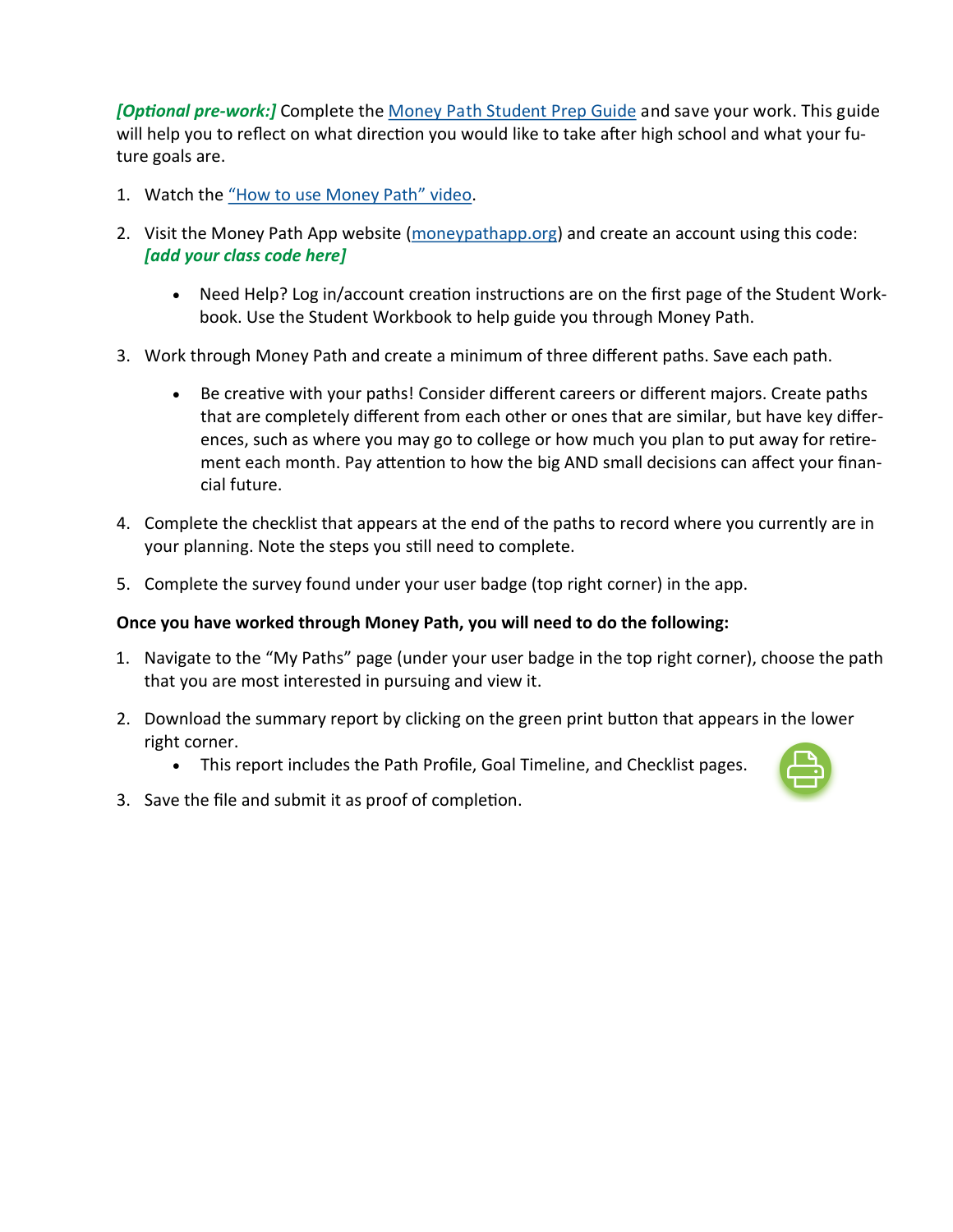***[Optional pre-work:]*** Complete the Money Path Student Prep Guide and save your work. This guide will help you to reflect on what direction you would like to take after high school and what your future goals are.

1. Watch the "How to use Money Path" video.

2. Visit the Money Path App website (moneypathapp.org) and create an account using this code: ***[add your class code here]***

   - Need Help? Log in/account creation instructions are on the first page of the Student Workbook. Use the Student Workbook to help guide you through Money Path.

3. Work through Money Path and create a minimum of three different paths. Save each path.

   - Be creative with your paths! Consider different careers or different majors. Create paths that are completely different from each other or ones that are similar, but have key differences, such as where you may go to college or how much you plan to put away for retirement each month. Pay attention to how the big AND small decisions can affect your financial future.

4. Complete the checklist that appears at the end of the paths to record where you currently are in your planning. Note the steps you still need to complete.

5. Complete the survey found under your user badge (top right corner) in the app.

**Once you have worked through Money Path, you will need to do the following:**

1. Navigate to the "My Paths" page (under your user badge in the top right corner), choose the path that you are most interested in pursuing and view it.

2. Download the summary report by clicking on the green print button that appears in the lower right corner.
   - This report includes the Path Profile, Goal Timeline, and Checklist pages.

3. Save the file and submit it as proof of completion.